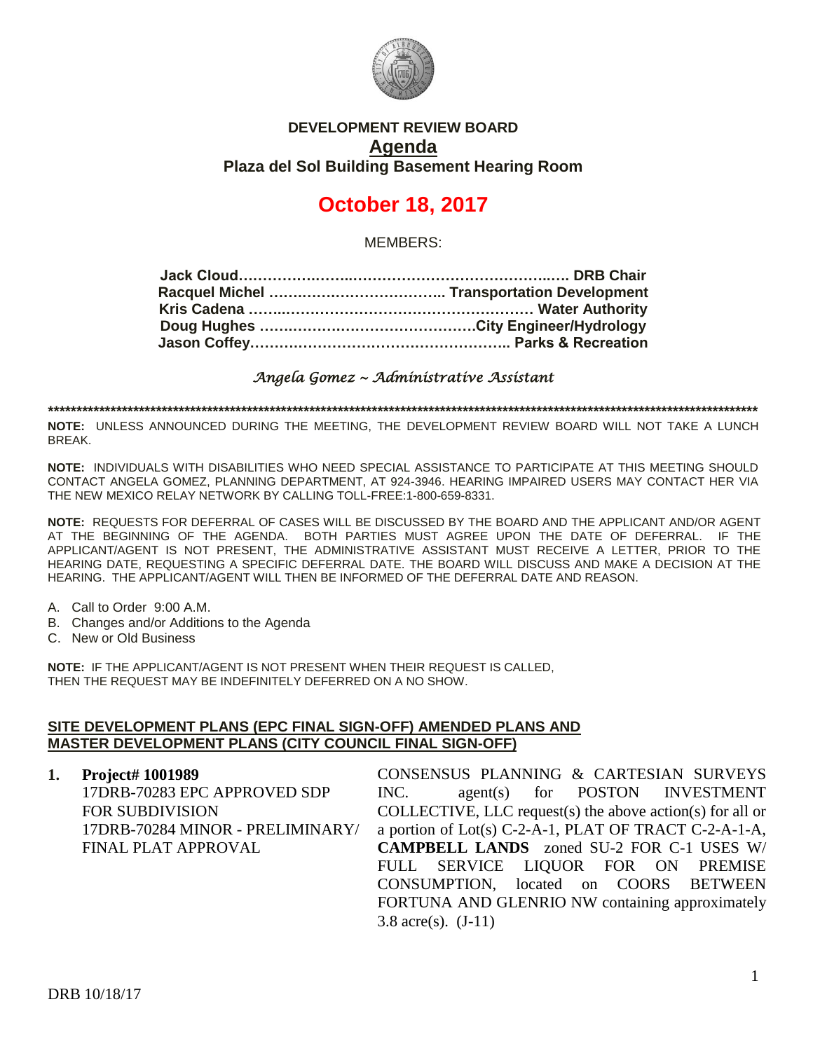# DEVELOPMENT REVIEW BOARD

## Agenda

### Plaza del Sol Building Basement Hearing Room

## October 18, 2017

MEMBERS:

**Jack Cloud……………………………………………………….. DRB Chair**
**Racquel Michel ……………………………… Transportation Development**
**Kris Cadena ……………………………………………… Water Authority**
**Doug Hughes ……………………………………City Engineer/Hydrology**
**Jason Coffey……………………………………………. Parks & Recreation**

*Angela Gomez ~ Administrative Assistant*

******************************************************************************************************************************************

**NOTE:** UNLESS ANNOUNCED DURING THE MEETING, THE DEVELOPMENT REVIEW BOARD WILL NOT TAKE A LUNCH BREAK.

**NOTE:** INDIVIDUALS WITH DISABILITIES WHO NEED SPECIAL ASSISTANCE TO PARTICIPATE AT THIS MEETING SHOULD CONTACT ANGELA GOMEZ, PLANNING DEPARTMENT, AT 924-3946. HEARING IMPAIRED USERS MAY CONTACT HER VIA THE NEW MEXICO RELAY NETWORK BY CALLING TOLL-FREE:1-800-659-8331.

**NOTE:** REQUESTS FOR DEFERRAL OF CASES WILL BE DISCUSSED BY THE BOARD AND THE APPLICANT AND/OR AGENT AT THE BEGINNING OF THE AGENDA. BOTH PARTIES MUST AGREE UPON THE DATE OF DEFERRAL. IF THE APPLICANT/AGENT IS NOT PRESENT, THE ADMINISTRATIVE ASSISTANT MUST RECEIVE A LETTER, PRIOR TO THE HEARING DATE, REQUESTING A SPECIFIC DEFERRAL DATE. THE BOARD WILL DISCUSS AND MAKE A DECISION AT THE HEARING. THE APPLICANT/AGENT WILL THEN BE INFORMED OF THE DEFERRAL DATE AND REASON.

A. Call to Order 9:00 A.M.
B. Changes and/or Additions to the Agenda
C. New or Old Business

**NOTE:** IF THE APPLICANT/AGENT IS NOT PRESENT WHEN THEIR REQUEST IS CALLED, THEN THE REQUEST MAY BE INDEFINITELY DEFERRED ON A NO SHOW.

**SITE DEVELOPMENT PLANS (EPC FINAL SIGN-OFF) AMENDED PLANS AND MASTER DEVELOPMENT PLANS (CITY COUNCIL FINAL SIGN-OFF)**

1. **Project# 1001989**
   17DRB-70283 EPC APPROVED SDP FOR SUBDIVISION
   17DRB-70284 MINOR - PRELIMINARY/ FINAL PLAT APPROVAL

   CONSENSUS PLANNING & CARTESIAN SURVEYS INC. agent(s) for POSTON INVESTMENT COLLECTIVE, LLC request(s) the above action(s) for all or a portion of Lot(s) C-2-A-1, PLAT OF TRACT C-2-A-1-A, **CAMPBELL LANDS** zoned SU-2 FOR C-1 USES W/ FULL SERVICE LIQUOR FOR ON PREMISE CONSUMPTION, located on COORS BETWEEN FORTUNA AND GLENRIO NW containing approximately 3.8 acre(s). (J-11)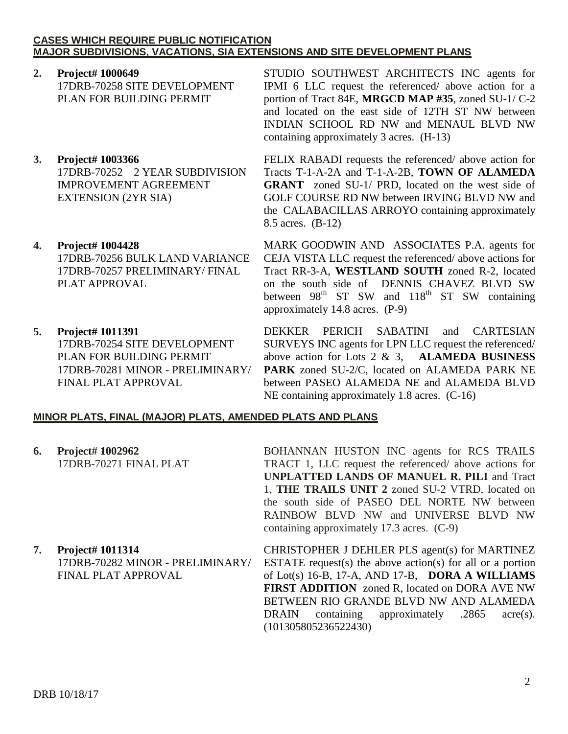**CASES WHICH REQUIRE PUBLIC NOTIFICATION**
**MAJOR SUBDIVISIONS, VACATIONS, SIA EXTENSIONS AND SITE DEVELOPMENT PLANS**

**2. Project# 1000649**
17DRB-70258 SITE DEVELOPMENT PLAN FOR BUILDING PERMIT

STUDIO SOUTHWEST ARCHITECTS INC agents for IPMI 6 LLC request the referenced/ above action for a portion of Tract 84E, **MRGCD MAP #35**, zoned SU-1/ C-2 and located on the east side of 12TH ST NW between INDIAN SCHOOL RD NW and MENAUL BLVD NW containing approximately 3 acres. (H-13)

**3. Project# 1003366**
17DRB-70252 – 2 YEAR SUBDIVISION IMPROVEMENT AGREEMENT EXTENSION (2YR SIA)

FELIX RABADI requests the referenced/ above action for Tracts T-1-A-2A and T-1-A-2B, **TOWN OF ALAMEDA GRANT** zoned SU-1/ PRD, located on the west side of GOLF COURSE RD NW between IRVING BLVD NW and the CALABACILLAS ARROYO containing approximately 8.5 acres. (B-12)

**4. Project# 1004428**
17DRB-70256 BULK LAND VARIANCE
17DRB-70257 PRELIMINARY/ FINAL PLAT APPROVAL

MARK GOODWIN AND ASSOCIATES P.A. agents for CEJA VISTA LLC request the referenced/ above actions for Tract RR-3-A, **WESTLAND SOUTH** zoned R-2, located on the south side of DENNIS CHAVEZ BLVD SW between 98th ST SW and 118th ST SW containing approximately 14.8 acres. (P-9)

**5. Project# 1011391**
17DRB-70254 SITE DEVELOPMENT PLAN FOR BUILDING PERMIT
17DRB-70281 MINOR - PRELIMINARY/ FINAL PLAT APPROVAL

DEKKER PERICH SABATINI and CARTESIAN SURVEYS INC agents for LPN LLC request the referenced/ above action for Lots 2 & 3, **ALAMEDA BUSINESS PARK** zoned SU-2/C, located on ALAMEDA PARK NE between PASEO ALAMEDA NE and ALAMEDA BLVD NE containing approximately 1.8 acres. (C-16)

**MINOR PLATS, FINAL (MAJOR) PLATS, AMENDED PLATS AND PLANS**

**6. Project# 1002962**
17DRB-70271 FINAL PLAT

BOHANNAN HUSTON INC agents for RCS TRAILS TRACT 1, LLC request the referenced/ above actions for **UNPLATTED LANDS OF MANUEL R. PILI** and Tract 1, **THE TRAILS UNIT 2** zoned SU-2 VTRD, located on the south side of PASEO DEL NORTE NW between RAINBOW BLVD NW and UNIVERSE BLVD NW containing approximately 17.3 acres. (C-9)

**7. Project# 1011314**
17DRB-70282 MINOR - PRELIMINARY/ FINAL PLAT APPROVAL

CHRISTOPHER J DEHLER PLS agent(s) for MARTINEZ ESTATE request(s) the above action(s) for all or a portion of Lot(s) 16-B, 17-A, AND 17-B, **DORA A WILLIAMS FIRST ADDITION** zoned R, located on DORA AVE NW BETWEEN RIO GRANDE BLVD NW AND ALAMEDA DRAIN containing approximately .2865 acre(s). (101305805236522430)

DRB 10/18/17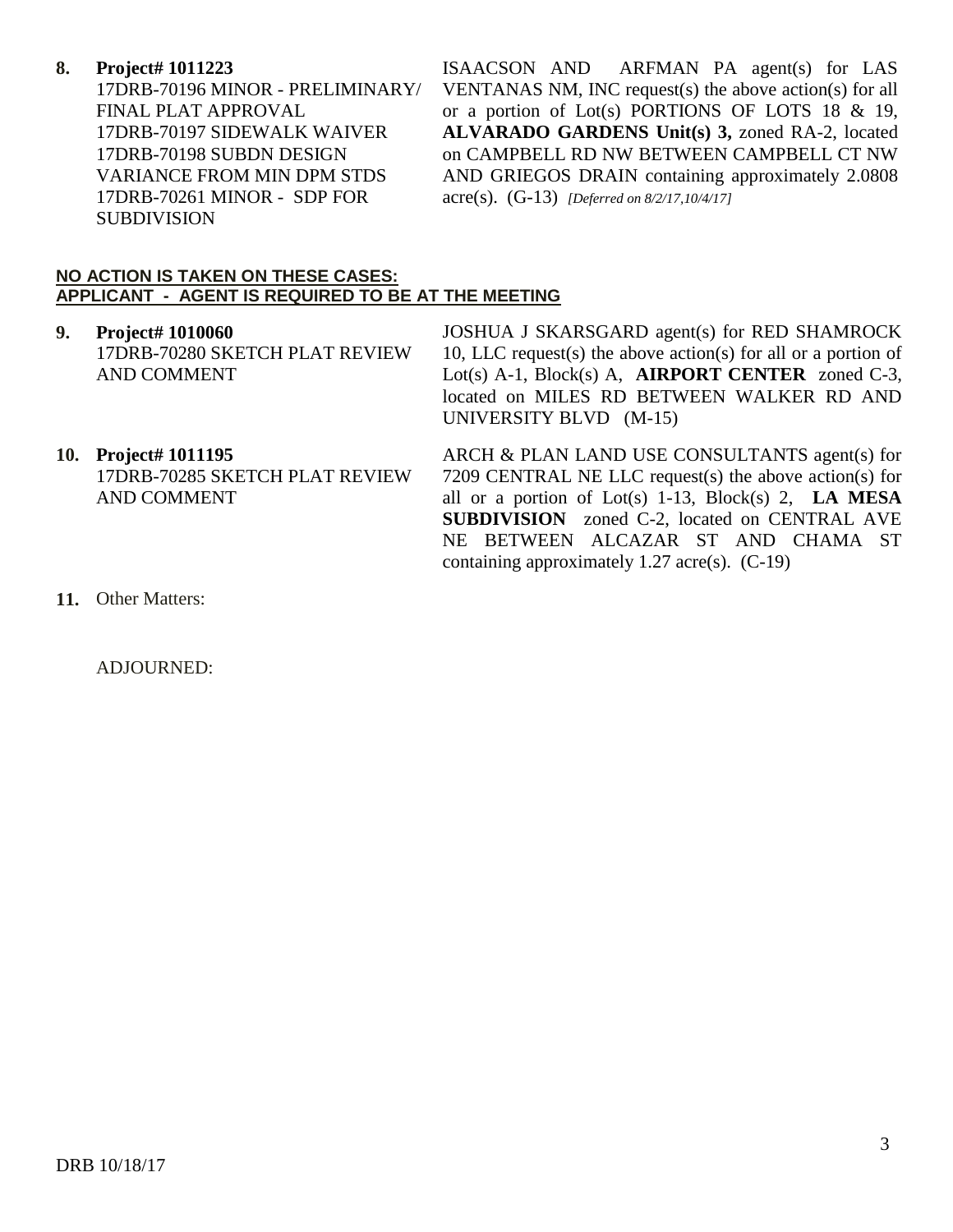**8. Project# 1011223**
17DRB-70196 MINOR - PRELIMINARY/ FINAL PLAT APPROVAL
17DRB-70197 SIDEWALK WAIVER
17DRB-70198 SUBDN DESIGN VARIANCE FROM MIN DPM STDS
17DRB-70261 MINOR - SDP FOR SUBDIVISION

ISAACSON AND ARFMAN PA agent(s) for LAS VENTANAS NM, INC request(s) the above action(s) for all or a portion of Lot(s) PORTIONS OF LOTS 18 & 19, **ALVARADO GARDENS Unit(s) 3,** zoned RA-2, located on CAMPBELL RD NW BETWEEN CAMPBELL CT NW AND GRIEGOS DRAIN containing approximately 2.0808 acre(s). (G-13) *[Deferred on 8/2/17,10/4/17]*

**NO ACTION IS TAKEN ON THESE CASES:**
**APPLICANT - AGENT IS REQUIRED TO BE AT THE MEETING**

**9. Project# 1010060**
17DRB-70280 SKETCH PLAT REVIEW AND COMMENT

JOSHUA J SKARSGARD agent(s) for RED SHAMROCK 10, LLC request(s) the above action(s) for all or a portion of Lot(s) A-1, Block(s) A, **AIRPORT CENTER** zoned C-3, located on MILES RD BETWEEN WALKER RD AND UNIVERSITY BLVD (M-15)

**10. Project# 1011195**
17DRB-70285 SKETCH PLAT REVIEW AND COMMENT

ARCH & PLAN LAND USE CONSULTANTS agent(s) for 7209 CENTRAL NE LLC request(s) the above action(s) for all or a portion of Lot(s) 1-13, Block(s) 2, **LA MESA SUBDIVISION** zoned C-2, located on CENTRAL AVE NE BETWEEN ALCAZAR ST AND CHAMA ST containing approximately 1.27 acre(s). (C-19)

**11.** Other Matters:

ADJOURNED: